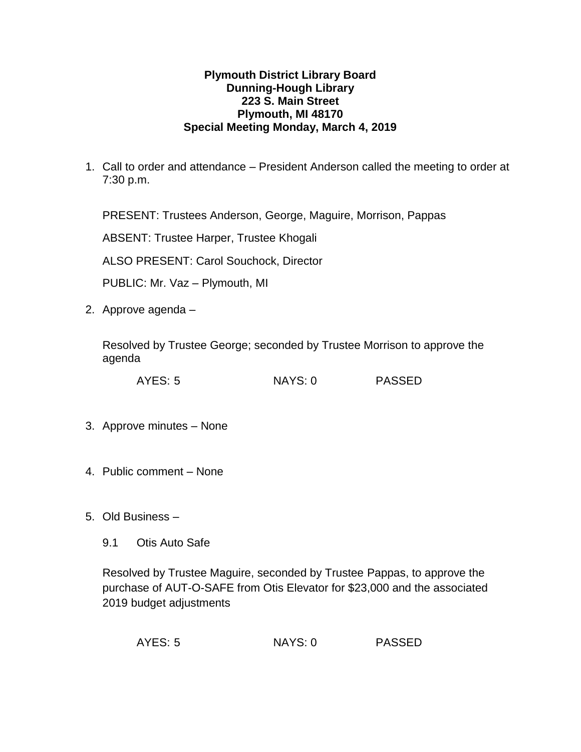**Plymouth District Library Board**
**Dunning-Hough Library**
**223 S. Main Street**
**Plymouth, MI 48170**
**Special Meeting Monday, March 4, 2019**

1. Call to order and attendance – President Anderson called the meeting to order at 7:30 p.m.

   PRESENT: Trustees Anderson, George, Maguire, Morrison, Pappas

   ABSENT: Trustee Harper, Trustee Khogali

   ALSO PRESENT: Carol Souchock, Director

   PUBLIC: Mr. Vaz – Plymouth, MI

2. Approve agenda –

   Resolved by Trustee George; seconded by Trustee Morrison to approve the agenda

   AYES: 5 NAYS: 0 PASSED

3. Approve minutes – None

4. Public comment – None

5. Old Business –

   9.1 Otis Auto Safe

   Resolved by Trustee Maguire, seconded by Trustee Pappas, to approve the purchase of AUT-O-SAFE from Otis Elevator for $23,000 and the associated 2019 budget adjustments

   AYES: 5 NAYS: 0 PASSED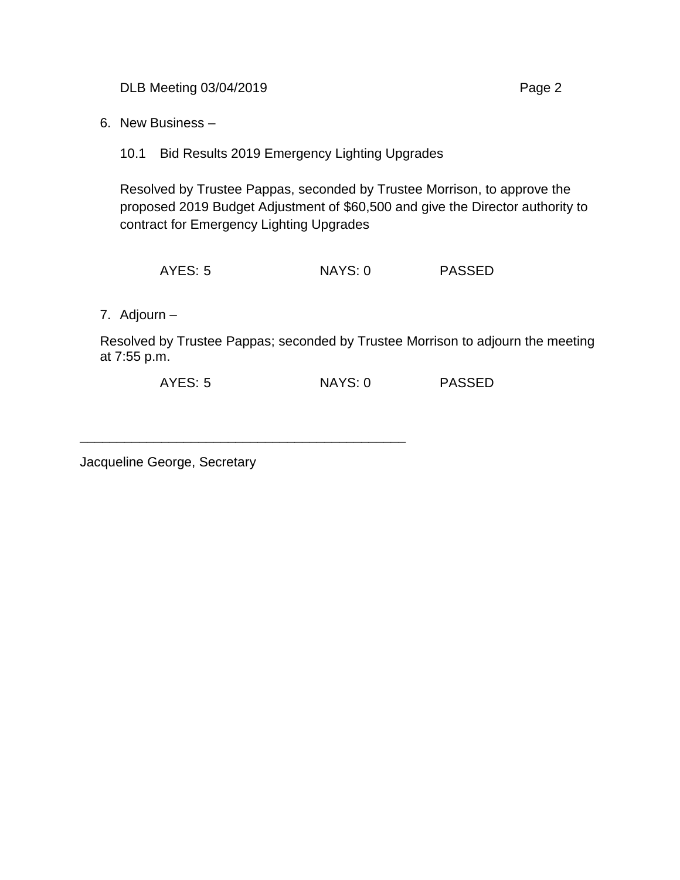6. New Business –

   10.1 Bid Results 2019 Emergency Lighting Upgrades

   Resolved by Trustee Pappas, seconded by Trustee Morrison, to approve the proposed 2019 Budget Adjustment of $60,500 and give the Director authority to contract for Emergency Lighting Upgrades

   AYES: 5 NAYS: 0 PASSED

7. Adjourn –

Resolved by Trustee Pappas; seconded by Trustee Morrison to adjourn the meeting at 7:55 p.m.

AYES: 5 NAYS: 0 PASSED

\_\_\_\_\_\_\_\_\_\_\_\_\_\_\_\_\_\_\_\_\_\_\_\_\_\_\_\_\_\_\_\_\_\_\_\_\_\_\_\_\_\_\_\_

Jacqueline George, Secretary